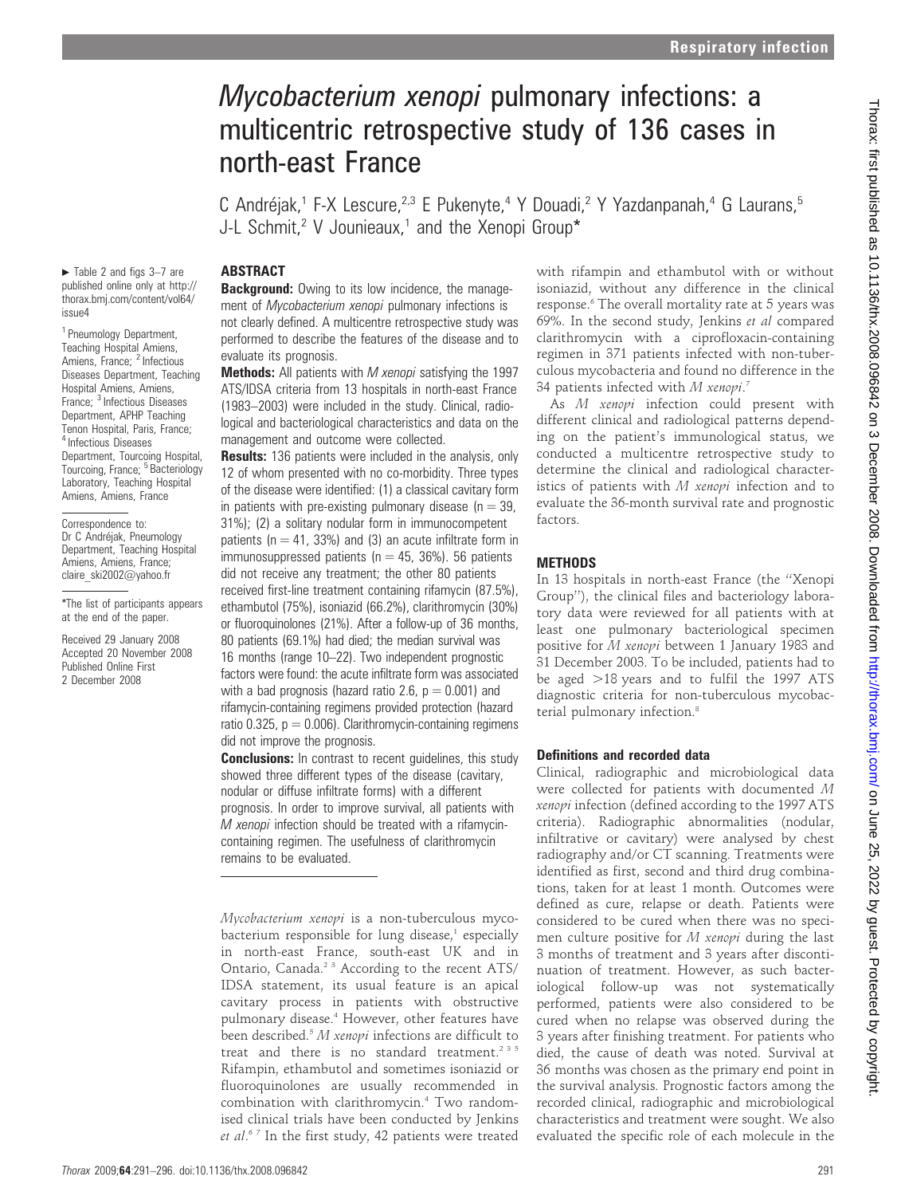# *Mycobacterium xenopi* pulmonary infections: a multicentric retrospective study of 136 cases in north-east France

C Andréjak,[1] F-X Lescure,[2,3] E Pukenyte,[4] Y Douadi,[2] Y Yazdanpanah,[4] G Laurans,[5] J-L Schmit,[2] V Jounieaux,[1] and the Xenopi Group*

► Table 2 and figs 3–7 are published online only at http://thorax.bmj.com/content/vol64/issue4

[1] Pneumology Department, Teaching Hospital Amiens, Amiens, France; [2] Infectious Diseases Department, Teaching Hospital Amiens, Amiens, France; [3] Infectious Diseases Department, APHP Teaching Tenon Hospital, Paris, France; [4] Infectious Diseases Department, Tourcoing Hospital, Tourcoing, France; [5] Bacteriology Laboratory, Teaching Hospital Amiens, Amiens, France

Correspondence to: Dr C Andréjak, Pneumology Department, Teaching Hospital Amiens, Amiens, France; claire_ski2002@yahoo.fr

*The list of participants appears at the end of the paper.

Received 29 January 2008
Accepted 20 November 2008
Published Online First 2 December 2008

## ABSTRACT

**Background:** Owing to its low incidence, the management of *Mycobacterium xenopi* pulmonary infections is not clearly defined. A multicentre retrospective study was performed to describe the features of the disease and to evaluate its prognosis.

**Methods:** All patients with *M xenopi* satisfying the 1997 ATS/IDSA criteria from 13 hospitals in north-east France (1983–2003) were included in the study. Clinical, radiological and bacteriological characteristics and data on the management and outcome were collected.

**Results:** 136 patients were included in the analysis, only 12 of whom presented with no co-morbidity. Three types of the disease were identified: (1) a classical cavitary form in patients with pre-existing pulmonary disease (n = 39, 31%); (2) a solitary nodular form in immunocompetent patients (n = 41, 33%) and (3) an acute infiltrate form in immunosuppressed patients (n = 45, 36%). 56 patients did not receive any treatment; the other 80 patients received first-line treatment containing rifamycin (87.5%), ethambutol (75%), isoniazid (66.2%), clarithromycin (30%) or fluoroquinolones (21%). After a follow-up of 36 months, 80 patients (69.1%) had died; the median survival was 16 months (range 10–22). Two independent prognostic factors were found: the acute infiltrate form was associated with a bad prognosis (hazard ratio 2.6, p = 0.001) and rifamycin-containing regimens provided protection (hazard ratio 0.325, p = 0.006). Clarithromycin-containing regimens did not improve the prognosis.

**Conclusions:** In contrast to recent guidelines, this study showed three different types of the disease (cavitary, nodular or diffuse infiltrate forms) with a different prognosis. In order to improve survival, all patients with *M xenopi* infection should be treated with a rifamycin-containing regimen. The usefulness of clarithromycin remains to be evaluated.

*Mycobacterium xenopi* is a non-tuberculous mycobacterium responsible for lung disease,[1] especially in north-east France, south-east UK and in Ontario, Canada.[2,3] According to the recent ATS/IDSA statement, its usual feature is an apical cavitary process in patients with obstructive pulmonary disease.[4] However, other features have been described.[5] *M xenopi* infections are difficult to treat and there is no standard treatment.[2,3,5] Rifampin, ethambutol and sometimes isoniazid or fluoroquinolones are usually recommended in combination with clarithromycin.[4] Two randomised clinical trials have been conducted by Jenkins *et al*.[6,7] In the first study, 42 patients were treated with rifampin and ethambutol with or without isoniazid, without any difference in the clinical response.[6] The overall mortality rate at 5 years was 69%. In the second study, Jenkins *et al* compared clarithromycin with a ciprofloxacin-containing regimen in 371 patients infected with non-tuberculous mycobacteria and found no difference in the 34 patients infected with *M xenopi*.[7]

As *M xenopi* infection could present with different clinical and radiological patterns depending on the patient's immunological status, we conducted a multicentre retrospective study to determine the clinical and radiological characteristics of patients with *M xenopi* infection and to evaluate the 36-month survival rate and prognostic factors.

## METHODS

In 13 hospitals in north-east France (the "Xenopi Group"), the clinical files and bacteriology laboratory data were reviewed for all patients with at least one pulmonary bacteriological specimen positive for *M xenopi* between 1 January 1983 and 31 December 2003. To be included, patients had to be aged >18 years and to fulfil the 1997 ATS diagnostic criteria for non-tuberculous mycobacterial pulmonary infection.[8]

### Definitions and recorded data

Clinical, radiographic and microbiological data were collected for patients with documented *M xenopi* infection (defined according to the 1997 ATS criteria). Radiographic abnormalities (nodular, infiltrative or cavitary) were analysed by chest radiography and/or CT scanning. Treatments were identified as first, second and third drug combinations, taken for at least 1 month. Outcomes were defined as cure, relapse or death. Patients were considered to be cured when there was no specimen culture positive for *M xenopi* during the last 3 months of treatment and 3 years after discontinuation of treatment. However, as such bacteriological follow-up was not systematically performed, patients were also considered to be cured when no relapse was observed during the 3 years after finishing treatment. For patients who died, the cause of death was noted. Survival at 36 months was chosen as the primary end point in the survival analysis. Prognostic factors among the recorded clinical, radiographic and microbiological characteristics and treatment were sought. We also evaluated the specific role of each molecule in the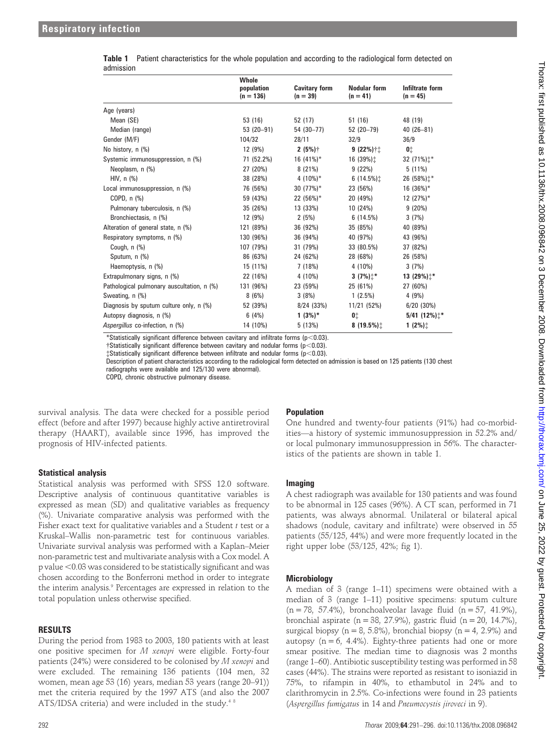**Table 1** Patient characteristics for the whole population and according to the radiological form detected on admission

| | Whole population (n = 136) | Cavitary form (n = 39) | Nodular form (n = 41) | Infiltrate form (n = 45) |
|---|---|---|---|---|
| Age (years) | | | | |
| Mean (SE) | 53 (16) | 52 (17) | 51 (16) | 48 (19) |
| Median (range) | 53 (20–91) | 54 (30–77) | 52 (20–79) | 40 (26–81) |
| Gender (M/F) | 104/32 | 28/11 | 32/9 | 36/9 |
| No history, n (%) | 12 (9%) | **2 (5%)**† | **9 (22%)**†‡ | **0**‡ |
| Systemic immunosuppression, n (%) | 71 (52.2%) | 16 (41%)* | 16 (39%)‡ | 32 (71%)‡* |
| Neoplasm, n (%) | 27 (20%) | 8 (21%) | 9 (22%) | 5 (11%) |
| HIV, n (%) | 38 (28%) | 4 (10%)* | 6 (14.5%)‡ | 26 (58%)‡* |
| Local immunosuppression, n (%) | 76 (56%) | 30 (77%)* | 23 (56%) | 16 (36%)* |
| COPD, n (%) | 59 (43%) | 22 (56%)* | 20 (49%) | 12 (27%)* |
| Pulmonary tuberculosis, n (%) | 35 (26%) | 13 (33%) | 10 (24%) | 9 (20%) |
| Bronchiectasis, n (%) | 12 (9%) | 2 (5%) | 6 (14.5%) | 3 (7%) |
| Alteration of general state, n (%) | 121 (89%) | 36 (92%) | 35 (85%) | 40 (89%) |
| Respiratory symptoms, n (%) | 130 (96%) | 36 (94%) | 40 (97%) | 43 (96%) |
| Cough, n (%) | 107 (79%) | 31 (79%) | 33 (80.5%) | 37 (82%) |
| Sputum, n (%) | 86 (63%) | 24 (62%) | 28 (68%) | 26 (58%) |
| Haemoptysis, n (%) | 15 (11%) | 7 (18%) | 4 (10%) | 3 (7%) |
| Extrapulmonary signs, n (%) | 22 (16%) | 4 (10%) | **3 (7%)**‡* | **13 (29%)**‡* |
| Pathological pulmonary auscultation, n (%) | 131 (96%) | 23 (59%) | 25 (61%) | 27 (60%) |
| Sweating, n (%) | 8 (6%) | 3 (8%) | 1 (2.5%) | 4 (9%) |
| Diagnosis by sputum culture only, n (%) | 52 (39%) | 8/24 (33%) | 11/21 (52%) | 6/20 (30%) |
| Autopsy diagnosis, n (%) | 6 (4%) | **1 (3%)***| **0**‡ | **5/41 (12%)**‡* |
| *Aspergillus* co-infection, n (%) | 14 (10%) | 5 (13%) | **8 (19.5%)**‡ | **1 (2%)**‡ |

*Statistically significant difference between cavitary and infiltrate forms ($p<0.03$).
†Statistically significant difference between cavitary and nodular forms ($p<0.03$).
‡Statistically significant difference between infiltrate and nodular forms ($p<0.03$).
Description of patient characteristics according to the radiological form detected on admission is based on 125 patients (130 chest radiographs were available and 125/130 were abnormal).
COPD, chronic obstructive pulmonary disease.

survival analysis. The data were checked for a possible period effect (before and after 1997) because highly active antiretroviral therapy (HAART), available since 1996, has improved the prognosis of HIV-infected patients.

### Statistical analysis

Statistical analysis was performed with SPSS 12.0 software. Descriptive analysis of continuous quantitative variables is expressed as mean (SD) and qualitative variables as frequency (%). Univariate comparative analysis was performed with the Fisher exact text for qualitative variables and a Student *t* test or a Kruskal–Wallis non-parametric test for continuous variables. Univariate survival analysis was performed with a Kaplan–Meier non-parametric test and multivariate analysis with a Cox model. A p value <0.03 was considered to be statistically significant and was chosen according to the Bonferroni method in order to integrate the interim analysis.[9] Percentages are expressed in relation to the total population unless otherwise specified.

## RESULTS

During the period from 1983 to 2003, 180 patients with at least one positive specimen for *M xenopi* were eligible. Forty-four patients (24%) were considered to be colonised by *M xenopi* and were excluded. The remaining 136 patients (104 men, 32 women, mean age 53 (16) years, median 53 years (range 20–91)) met the criteria required by the 1997 ATS (and also the 2007 ATS/IDSA criteria) and were included in the study.[4 8]

### Population

One hundred and twenty-four patients (91%) had co-morbidities—a history of systemic immunosuppression in 52.2% and/or local pulmonary immunosuppression in 56%. The characteristics of the patients are shown in table 1.

### Imaging

A chest radiograph was available for 130 patients and was found to be abnormal in 125 cases (96%). A CT scan, performed in 71 patients, was always abnormal. Unilateral or bilateral apical shadows (nodule, cavitary and infiltrate) were observed in 55 patients (55/125, 44%) and were more frequently located in the right upper lobe (53/125, 42%; fig 1).

### Microbiology

A median of 3 (range 1–11) specimens were obtained with a median of 3 (range 1–11) positive specimens: sputum culture (n = 78, 57.4%), bronchoalveolar lavage fluid (n = 57, 41.9%), bronchial aspirate (n = 38, 27.9%), gastric fluid (n = 20, 14.7%), surgical biopsy (n = 8, 5.8%), bronchial biopsy (n = 4, 2.9%) and autopsy (n = 6, 4.4%). Eighty-three patients had one or more smear positive. The median time to diagnosis was 2 months (range 1–60). Antibiotic susceptibility testing was performed in 58 cases (44%). The strains were reported as resistant to isoniazid in 75%, to rifampin in 40%, to ethambutol in 24% and to clarithromycin in 2.5%. Co-infections were found in 23 patients (*Aspergillus fumigatus* in 14 and *Pneumocystis jiroveci* in 9).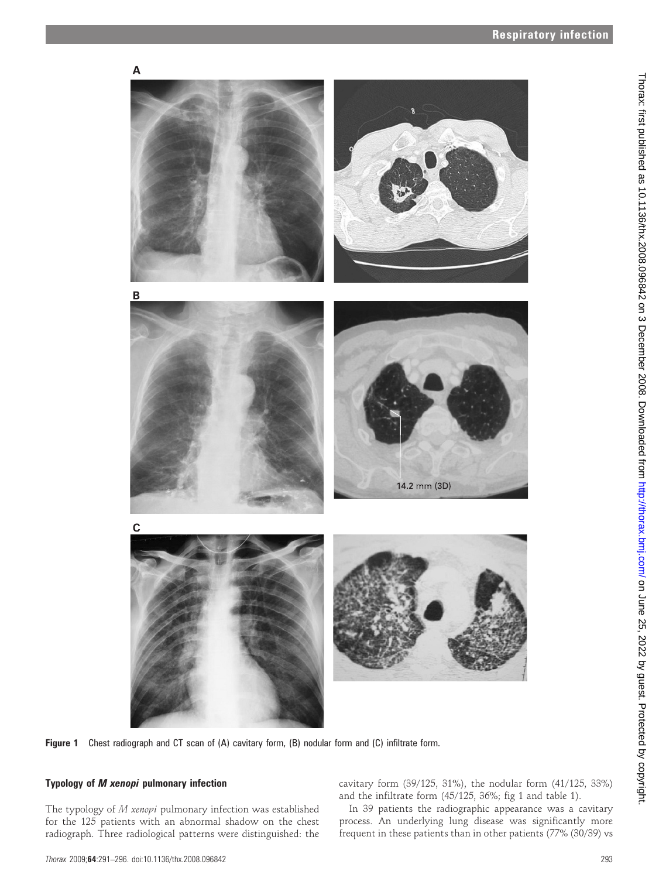Figure 1 Chest radiograph and CT scan of (A) cavitary form, (B) nodular form and (C) infiltrate form.

### Typology of *M xenopi* pulmonary infection

The typology of *M xenopi* pulmonary infection was established for the 125 patients with an abnormal shadow on the chest radiograph. Three radiological patterns were distinguished: the cavitary form (39/125, 31%), the nodular form (41/125, 33%) and the infiltrate form (45/125, 36%; fig 1 and table 1).

In 39 patients the radiographic appearance was a cavitary process. An underlying lung disease was significantly more frequent in these patients than in other patients (77% (30/39) vs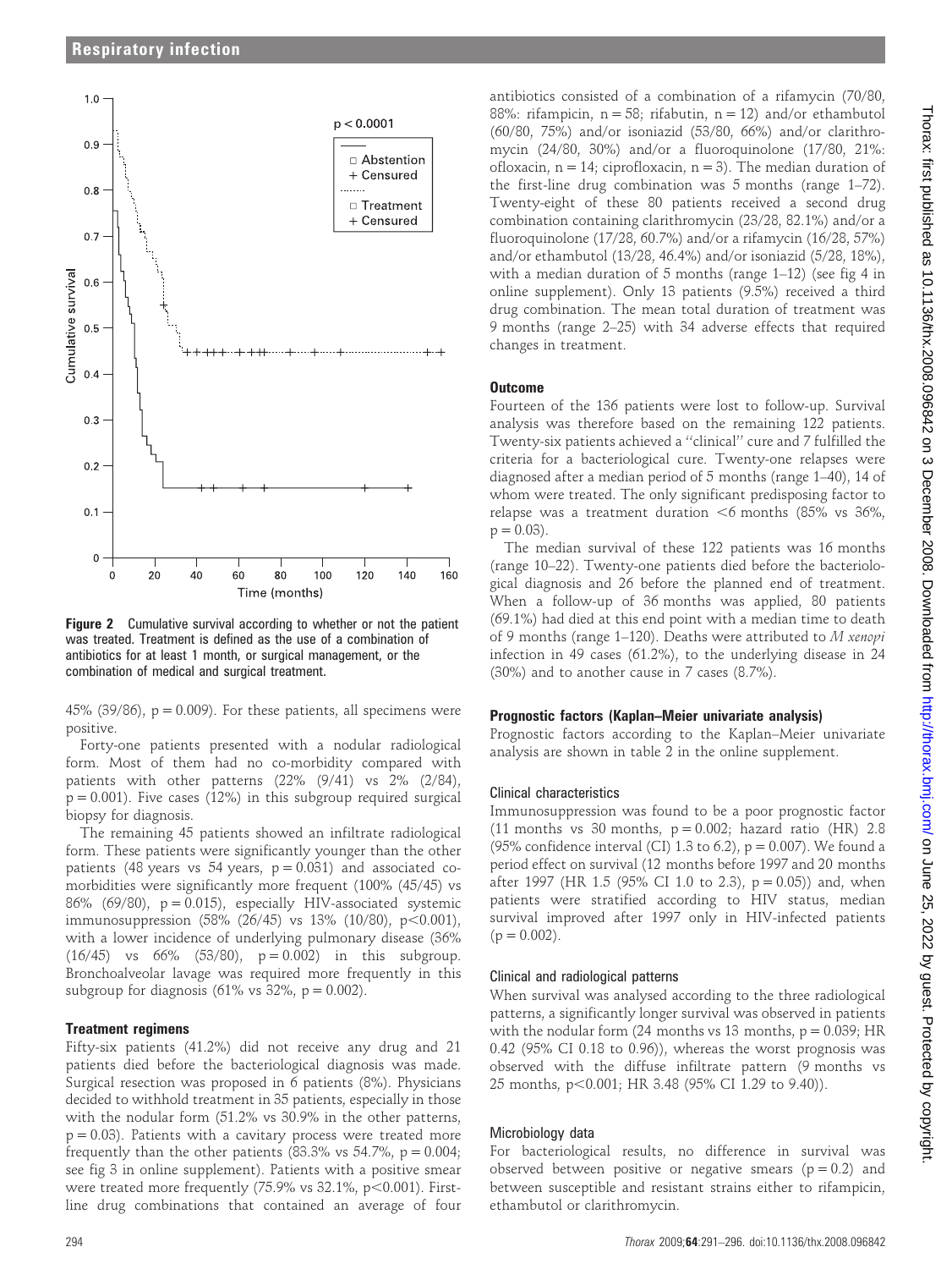Figure 2 Cumulative survival according to whether or not the patient was treated. Treatment is defined as the use of a combination of antibiotics for at least 1 month, or surgical management, or the combination of medical and surgical treatment.

45% (39/86), p = 0.009). For these patients, all specimens were positive.

Forty-one patients presented with a nodular radiological form. Most of them had no co-morbidity compared with patients with other patterns (22% (9/41) vs 2% (2/84), p = 0.001). Five cases (12%) in this subgroup required surgical biopsy for diagnosis.

The remaining 45 patients showed an infiltrate radiological form. These patients were significantly younger than the other patients (48 years vs 54 years, p = 0.031) and associated co-morbidities were significantly more frequent (100% (45/45) vs 86% (69/80), p = 0.015), especially HIV-associated systemic immunosuppression (58% (26/45) vs 13% (10/80), p<0.001), with a lower incidence of underlying pulmonary disease (36% (16/45) vs 66% (53/80), p = 0.002) in this subgroup. Bronchoalveolar lavage was required more frequently in this subgroup for diagnosis (61% vs 32%, p = 0.002).

### Treatment regimens

Fifty-six patients (41.2%) did not receive any drug and 21 patients died before the bacteriological diagnosis was made. Surgical resection was proposed in 6 patients (8%). Physicians decided to withhold treatment in 35 patients, especially in those with the nodular form (51.2% vs 30.9% in the other patterns, p = 0.03). Patients with a cavitary process were treated more frequently than the other patients (83.3% vs 54.7%, p = 0.004; see fig 3 in online supplement). Patients with a positive smear were treated more frequently (75.9% vs 32.1%, p<0.001). First-line drug combinations that contained an average of four antibiotics consisted of a combination of a rifamycin (70/80, 88%: rifampicin, n = 58; rifabutin, n = 12) and/or ethambutol (60/80, 75%) and/or isoniazid (53/80, 66%) and/or clarithromycin (24/80, 30%) and/or a fluoroquinolone (17/80, 21%: ofloxacin, n = 14; ciprofloxacin, n = 3). The median duration of the first-line drug combination was 5 months (range 1–72). Twenty-eight of these 80 patients received a second drug combination containing clarithromycin (23/28, 82.1%) and/or a fluoroquinolone (17/28, 60.7%) and/or a rifamycin (16/28, 57%) and/or ethambutol (13/28, 46.4%) and/or isoniazid (5/28, 18%), with a median duration of 5 months (range 1–12) (see fig 4 in online supplement). Only 13 patients (9.5%) received a third drug combination. The mean total duration of treatment was 9 months (range 2–25) with 34 adverse effects that required changes in treatment.

### Outcome

Fourteen of the 136 patients were lost to follow-up. Survival analysis was therefore based on the remaining 122 patients. Twenty-six patients achieved a "clinical" cure and 7 fulfilled the criteria for a bacteriological cure. Twenty-one relapses were diagnosed after a median period of 5 months (range 1–40), 14 of whom were treated. The only significant predisposing factor to relapse was a treatment duration <6 months (85% vs 36%, p = 0.03).

The median survival of these 122 patients was 16 months (range 10–22). Twenty-one patients died before the bacteriological diagnosis and 26 before the planned end of treatment. When a follow-up of 36 months was applied, 80 patients (69.1%) had died at this end point with a median time to death of 9 months (range 1–120). Deaths were attributed to *M xenopi* infection in 49 cases (61.2%), to the underlying disease in 24 (30%) and to another cause in 7 cases (8.7%).

### Prognostic factors (Kaplan–Meier univariate analysis)

Prognostic factors according to the Kaplan–Meier univariate analysis are shown in table 2 in the online supplement.

#### Clinical characteristics

Immunosuppression was found to be a poor prognostic factor (11 months vs 30 months, p = 0.002; hazard ratio (HR) 2.8 (95% confidence interval (CI) 1.3 to 6.2), p = 0.007). We found a period effect on survival (12 months before 1997 and 20 months after 1997 (HR 1.5 (95% CI 1.0 to 2.3), p = 0.05)) and, when patients were stratified according to HIV status, median survival improved after 1997 only in HIV-infected patients (p = 0.002).

#### Clinical and radiological patterns

When survival was analysed according to the three radiological patterns, a significantly longer survival was observed in patients with the nodular form (24 months vs 13 months, p = 0.039; HR 0.42 (95% CI 0.18 to 0.96)), whereas the worst prognosis was observed with the diffuse infiltrate pattern (9 months vs 25 months, p<0.001; HR 3.48 (95% CI 1.29 to 9.40)).

#### Microbiology data

For bacteriological results, no difference in survival was observed between positive or negative smears (p = 0.2) and between susceptible and resistant strains either to rifampicin, ethambutol or clarithromycin.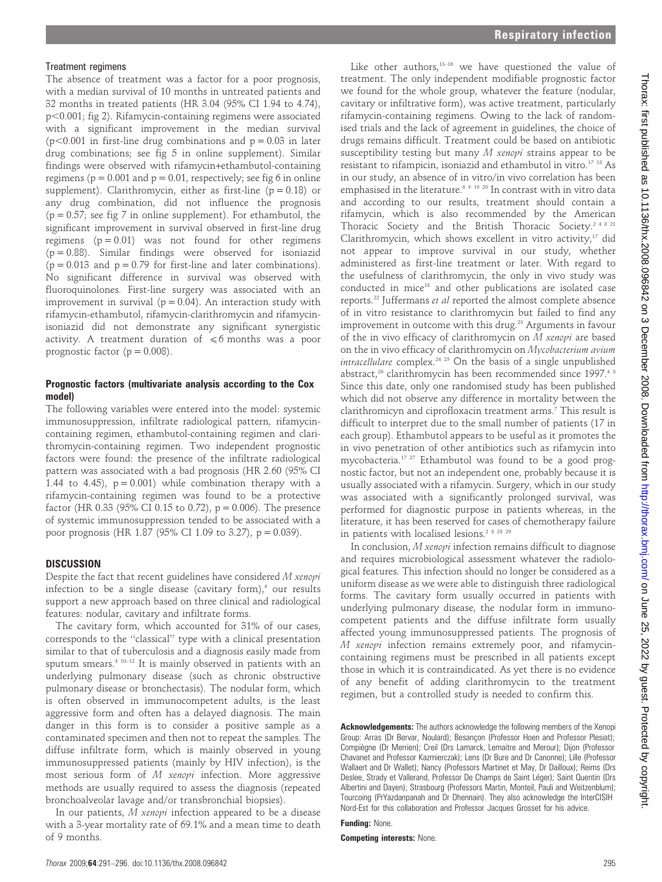### Treatment regimens

The absence of treatment was a factor for a poor prognosis, with a median survival of 10 months in untreated patients and 32 months in treated patients (HR 3.04 (95% CI 1.94 to 4.74), $p<0.001$; fig 2). Rifamycin-containing regimens were associated with a significant improvement in the median survival ($p<0.001$ in first-line drug combinations and $p = 0.03$ in later drug combinations; see fig 5 in online supplement). Similar findings were observed with rifamycin+ethambutol-containing regimens ($p = 0.001$ and $p = 0.01$, respectively; see fig 6 in online supplement). Clarithromycin, either as first-line ($p = 0.18$) or any drug combination, did not influence the prognosis ($p = 0.57$; see fig 7 in online supplement). For ethambutol, the significant improvement in survival observed in first-line drug regimens ($p = 0.01$) was not found for other regimens ($p = 0.88$). Similar findings were observed for isoniazid ($p = 0.013$ and $p = 0.79$ for first-line and later combinations). No significant difference in survival was observed with fluoroquinolones. First-line surgery was associated with an improvement in survival ($p = 0.04$). An interaction study with rifamycin-ethambutol, rifamycin-clarithromycin and rifamycin-isoniazid did not demonstrate any significant synergistic activity. A treatment duration of $\leqslant 6$ months was a poor prognostic factor ($p = 0.008$).

### Prognostic factors (multivariate analysis according to the Cox model)

The following variables were entered into the model: systemic immunosuppression, infiltrate radiological pattern, rifamycin-containing regimen, ethambutol-containing regimen and clarithromycin-containing regimen. Two independent prognostic factors were found: the presence of the infiltrate radiological pattern was associated with a bad prognosis (HR 2.60 (95% CI 1.44 to 4.45), $p = 0.001$) while combination therapy with a rifamycin-containing regimen was found to be a protective factor (HR 0.33 (95% CI 0.15 to 0.72), $p = 0.006$). The presence of systemic immunosuppression tended to be associated with a poor prognosis (HR 1.87 (95% CI 1.09 to 3.27), $p = 0.039$).

## DISCUSSION

Despite the fact that recent guidelines have considered *M xenopi* infection to be a single disease (cavitary form),[4] our results support a new approach based on three clinical and radiological features: nodular, cavitary and infiltrate forms.

The cavitary form, which accounted for 31% of our cases, corresponds to the "classical" type with a clinical presentation similar to that of tuberculosis and a diagnosis easily made from sputum smears.[4 10–12] It is mainly observed in patients with an underlying pulmonary disease (such as chronic obstructive pulmonary disease or bronchectasis). The nodular form, which is often observed in immunocompetent adults, is the least aggressive form and often has a delayed diagnosis. The main danger in this form is to consider a positive sample as a contaminated specimen and then not to repeat the samples. The diffuse infiltrate form, which is mainly observed in young immunosuppressed patients (mainly by HIV infection), is the most serious form of *M xenopi* infection. More aggressive methods are usually required to assess the diagnosis (repeated bronchoalveolar lavage and/or transbronchial biopsies).

In our patients, *M xenopi* infection appeared to be a disease with a 3-year mortality rate of 69.1% and a mean time to death of 9 months.

Like other authors,[13–16] we have questioned the value of treatment. The only independent modifiable prognostic factor we found for the whole group, whatever the feature (nodular, cavitary or infiltrative form), was active treatment, particularly rifamycin-containing regimens. Owing to the lack of randomised trials and the lack of agreement in guidelines, the choice of drugs remains difficult. Treatment could be based on antibiotic susceptibility testing but many *M xenopi* strains appear to be resistant to rifampicin, isoniazid and ethambutol in vitro.[17 18] As in our study, an absence of in vitro/in vivo correlation has been emphasised in the literature.[6 9 19 20] In contrast with in vitro data and according to our results, treatment should contain a rifamycin, which is also recommended by the American Thoracic Society and the British Thoracic Society.[2 4 8 21] Clarithromycin, which shows excellent in vitro activity,[17] did not appear to improve survival in our study, whether administered as first-line treatment or later. With regard to the usefulness of clarithromycin, the only in vivo study was conducted in mice[18] and other publications are isolated case reports.[22] Juffermans *et al* reported the almost complete absence of in vitro resistance to clarithromycin but failed to find any improvement in outcome with this drug.[23] Arguments in favour of the in vivo efficacy of clarithromycin on *M xenopi* are based on the in vivo efficacy of clarithromycin on *Mycobacterium avium intracellulare* complex.[24 25] On the basis of a single unpublished abstract,[26] clarithromycin has been recommended since 1997.[4 8] Since this date, only one randomised study has been published which did not observe any difference in mortality between the clarithromicyn and ciprofloxacin treatment arms.[7] This result is difficult to interpret due to the small number of patients (17 in each group). Ethambutol appears to be useful as it promotes the in vivo penetration of other antibiotics such as rifamycin into mycobacteria.[17 27] Ethambutol was found to be a good prognostic factor, but not an independent one, probably because it is usually associated with a rifamycin. Surgery, which in our study was associated with a significantly prolonged survival, was performed for diagnostic purpose in patients whereas, in the literature, it has been reserved for cases of chemotherapy failure in patients with localised lesions.[2 8 28 29]

In conclusion, *M xenopi* infection remains difficult to diagnose and requires microbiological assessment whatever the radiological features. This infection should no longer be considered as a uniform disease as we were able to distinguish three radiological forms. The cavitary form usually occurred in patients with underlying pulmonary disease, the nodular form in immunocompetent patients and the diffuse infiltrate form usually affected young immunosuppressed patients. The prognosis of *M xenopi* infection remains extremely poor, and rifamycin-containing regimens must be prescribed in all patients except those in which it is contraindicated. As yet there is no evidence of any benefit of adding clarithromycin to the treatment regimen, but a controlled study is needed to confirm this.

**Acknowledgements:** The authors acknowledge the following members of the Xenopi Group: Arras (Dr Bervar, Noulard); Besançon (Professor Hoen and Professor Plesiat); Compiègne (Dr Merrien); Creil (Drs Lamarck, Lemaitre and Merour); Dijon (Professor Chavanet and Professor Kazmierczak); Lens (Dr Bure and Dr Canonne); Lille (Professor Wallaert and Dr Wallet); Nancy (Professors Martinet et May, Dr Dailloux); Reims (Drs Deslee, Strady et Vallerand, Professor De Champs de Saint Léger); Saint Quentin (Drs Albertini and Dayen); Strasbourg (Professors Martin, Monteil, Pauli and Weitzenblum); Tourcoing (PrYazdanpanah and Dr Dhennain). They also acknowledge the InterCISIH Nord-Est for this collaboration and Professor Jacques Grosset for his advice.

**Funding:** None.

**Competing interests:** None.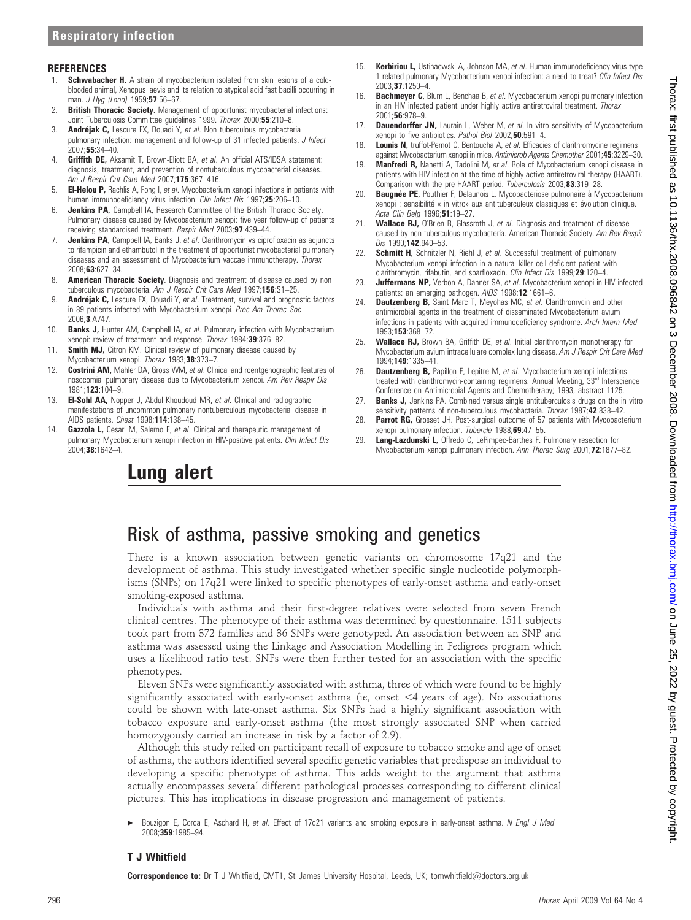## REFERENCES

1. **Schwabacher H.** A strain of mycobacterium isolated from skin lesions of a cold-blooded animal, Xenopus laevis and its relation to atypical acid fast bacilli occurring in man. *J Hyg (Lond)* 1959;**57**:56–67.
2. **British Thoracic Society**. Management of opportunist mycobacterial infections: Joint Tuberculosis Committee guidelines 1999. *Thorax* 2000;**55**:210–8.
3. **Andréjak C,** Lescure FX, Douadi Y, *et al*. Non tuberculous mycobacteria pulmonary infection: management and follow-up of 31 infected patients. *J Infect* 2007;**55**:34–40.
4. **Griffith DE,** Aksamit T, Brown-Eliott BA, *et al*. An official ATS/IDSA statement: diagnosis, treatment, and prevention of nontuberculous mycobacterial diseases. *Am J Respir Crit Care Med* 2007;**175**:367–416.
5. **El-Helou P,** Rachlis A, Fong I, *et al*. Mycobacterium xenopi infections in patients with human immunodeficiency virus infection. *Clin Infect Dis* 1997;**25**:206–10.
6. **Jenkins PA,** Campbell IA, Research Committee of the British Thoracic Society. Pulmonary disease caused by Mycobacterium xenopi: five year follow-up of patients receiving standardised treatment. *Respir Med* 2003;**97**:439–44.
7. **Jenkins PA,** Campbell IA, Banks J, *et al*. Clarithromycin vs ciprofloxacin as adjuncts to rifampicin and ethambutol in the treatment of opportunist mycobacterial pulmonary diseases and an assessment of Mycobacterium vaccae immunotherapy. *Thorax* 2008;**63**:627–34.
8. **American Thoracic Society**. Diagnosis and treatment of disease caused by non tuberculous mycobacteria. *Am J Respir Crit Care Med* 1997;**156**:S1–25.
9. **Andréjak C,** Lescure FX, Douadi Y, *et al*. Treatment, survival and prognostic factors in 89 patients infected with Mycobacterium xenopi. *Proc Am Thorac Soc* 2006;**3**:A747.
10. **Banks J,** Hunter AM, Campbell IA, *et al*. Pulmonary infection with Mycobacterium xenopi: review of treatment and response. *Thorax* 1984;**39**:376–82.
11. **Smith MJ,** Citron KM. Clinical review of pulmonary disease caused by Mycobacterium xenopi. *Thorax* 1983;**38**:373–7.
12. **Costrini AM,** Mahler DA, Gross WM, *et al*. Clinical and roentgenographic features of nosocomial pulmonary disease due to Mycobacterium xenopi. *Am Rev Respir Dis* 1981;**123**:104–9.
13. **El-Sohl AA,** Nopper J, Abdul-Khoudoud MR, *et al*. Clinical and radiographic manifestations of uncommon pulmonary nontuberculous mycobacterial disease in AIDS patients. *Chest* 1998;**114**:138–45.
14. **Gazzola L,** Cesari M, Salerno F, *et al*. Clinical and therapeutic management of pulmonary Mycobacterium xenopi infection in HIV-positive patients. *Clin Infect Dis* 2004;**38**:1642–4.
15. **Kerbiriou L,** Ustinaowski A, Johnson MA, *et al*. Human immunodeficiency virus type 1 related pulmonary Mycobacterium xenopi infection: a need to treat? *Clin Infect Dis* 2003;**37**:1250–4.
16. **Bachmeyer C,** Blum L, Benchaa B, *et al*. Mycobacterium xenopi pulmonary infection in an HIV infected patient under highly active antiretroviral treatment. *Thorax* 2001;**56**:978–9.
17. **Dauendorffer JN,** Laurain L, Weber M, *et al*. In vitro sensitivity of Mycobacterium xenopi to five antibiotics. *Pathol Biol* 2002;**50**:591–4.
18. **Lounis N,** truffot-Pernot C, Bentoucha A, *et al*. Efficacies of clarithromycine regimens against Mycobacterium xenopi in mice. *Antimicrob Agents Chemother* 2001;**45**:3229–30.
19. **Manfredi R,** Nanetti A, Tadolini M, *et al*. Role of Mycobacterium xenopi disease in patients with HIV infection at the time of highly active antiretroviral therapy (HAART). Comparison with the pre-HAART period. *Tuberculosis* 2003;**83**:319–28.
20. **Baugnée PE,** Pouthier F, Delaunois L. Mycobacteriose pulmonaire à Mycobacterium xenopi : sensibilité « in vitro» aux antituberculeux classiques et évolution clinique. *Acta Clin Belg* 1996;**51**:19–27.
21. **Wallace RJ,** O'Brien R, Glassroth J, *et al*. Diagnosis and treatment of disease caused by non tuberculous mycobacteria. American Thoracic Society. *Am Rev Respir Dis* 1990;**142**:940–53.
22. **Schmitt H,** Schnitzler N, Riehl J, *et al*. Successful treatment of pulmonary Mycobacterium xenopi infection in a natural killer cell deficient patient with clarithromycin, rifabutin, and sparfloxacin. *Clin Infect Dis* 1999;**29**:120–4.
23. **Juffermans NP,** Verbon A, Danner SA, *et al*. Mycobacterium xenopi in HIV-infected patients: an emerging pathogen. *AIDS* 1998;**12**:1661–6.
24. **Dautzenberg B,** Saint Marc T, Meyohas MC, *et al*. Clarithromycin and other antimicrobial agents in the treatment of disseminated Mycobacterium avium infections in patients with acquired immunodeficiency syndrome. *Arch Intern Med* 1993;**153**:368–72.
25. **Wallace RJ,** Brown BA, Griffith DE, *et al*. Initial clarithromycin monotherapy for Mycobacterium avium intracellulare complex lung disease. *Am J Respir Crit Care Med* 1994;**149**:1335–41.
26. **Dautzenberg B,** Papillon F, Lepitre M, *et al*. Mycobacterium xenopi infections treated with clarithromycin-containing regimens. Annual Meeting, 33rd Interscience Conference on Antimicrobial Agents and Chemotherapy; 1993, abstract 1125.
27. **Banks J,** Jenkins PA. Combined versus single antituberculous drugs on the in vitro sensitivity patterns of non-tuberculous mycobacteria. *Thorax* 1987;**42**:838–42.
28. **Parrot RG,** Grosset JH. Post-surgical outcome of 57 patients with Mycobacterium xenopi pulmonary infection. *Tubercle* 1988;**69**:47–55.
29. **Lang-Lazdunski L,** Offredo C, LePimpec-Barthes F. Pulmonary resection for Mycobacterium xenopi pulmonary infection. *Ann Thorac Surg* 2001;**72**:1877–82.

# Lung alert

## Risk of asthma, passive smoking and genetics

There is a known association between genetic variants on chromosome 17q21 and the development of asthma. This study investigated whether specific single nucleotide polymorphisms (SNPs) on 17q21 were linked to specific phenotypes of early-onset asthma and early-onset smoking-exposed asthma.

Individuals with asthma and their first-degree relatives were selected from seven French clinical centres. The phenotype of their asthma was determined by questionnaire. 1511 subjects took part from 372 families and 36 SNPs were genotyped. An association between an SNP and asthma was assessed using the Linkage and Association Modelling in Pedigrees program which uses a likelihood ratio test. SNPs were then further tested for an association with the specific phenotypes.

Eleven SNPs were significantly associated with asthma, three of which were found to be highly significantly associated with early-onset asthma (ie, onset <4 years of age). No associations could be shown with late-onset asthma. Six SNPs had a highly significant association with tobacco exposure and early-onset asthma (the most strongly associated SNP when carried homozygously carried an increase in risk by a factor of 2.9).

Although this study relied on participant recall of exposure to tobacco smoke and age of onset of asthma, the authors identified several specific genetic variables that predispose an individual to developing a specific phenotype of asthma. This adds weight to the argument that asthma actually encompasses several different pathological processes corresponding to different clinical pictures. This has implications in disease progression and management of patients.

- Bouzigon E, Corda E, Aschard H, *et al*. Effect of 17q21 variants and smoking exposure in early-onset asthma. *N Engl J Med* 2008;**359**:1985–94.

**T J Whitfield**

**Correspondence to:** Dr T J Whitfield, CMT1, St James University Hospital, Leeds, UK; tomwhitfield@doctors.org.uk